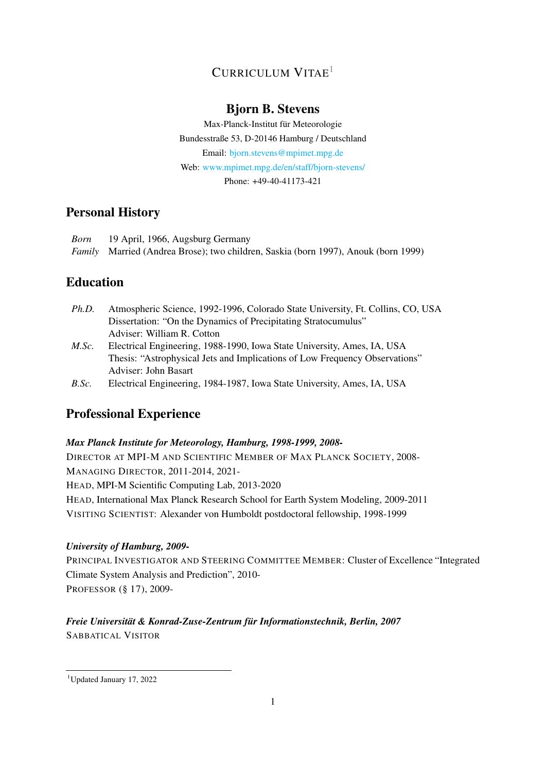# Curriculum Vitae[1]

## Bjorn B. Stevens

Max-Planck-Institut für Meteorologie
Bundesstraße 53, D-20146 Hamburg / Deutschland
Email: bjorn.stevens@mpimet.mpg.de
Web: www.mpimet.mpg.de/en/staff/bjorn-stevens/
Phone: +49-40-41173-421

## Personal History

*Born* 19 April, 1966, Augsburg Germany
*Family* Married (Andrea Brose); two children, Saskia (born 1997), Anouk (born 1999)

## Education

*Ph.D.* Atmospheric Science, 1992-1996, Colorado State University, Ft. Collins, CO, USA
Dissertation: "On the Dynamics of Precipitating Stratocumulus"
Adviser: William R. Cotton

*M.Sc.* Electrical Engineering, 1988-1990, Iowa State University, Ames, IA, USA
Thesis: "Astrophysical Jets and Implications of Low Frequency Observations"
Adviser: John Basart

*B.Sc.* Electrical Engineering, 1984-1987, Iowa State University, Ames, IA, USA

## Professional Experience

***Max Planck Institute for Meteorology, Hamburg, 1998-1999, 2008-***

Director at MPI-M and Scientific Member of Max Planck Society, 2008-
Managing Director, 2011-2014, 2021-
Head, MPI-M Scientific Computing Lab, 2013-2020
Head, International Max Planck Research School for Earth System Modeling, 2009-2011
Visiting Scientist: Alexander von Humboldt postdoctoral fellowship, 1998-1999

***University of Hamburg, 2009-***

Principal Investigator and Steering Committee Member: Cluster of Excellence "Integrated Climate System Analysis and Prediction", 2010-
Professor (§ 17), 2009-

***Freie Universität & Konrad-Zuse-Zentrum für Informationstechnik, Berlin, 2007***

Sabbatical Visitor

[1] Updated January 17, 2022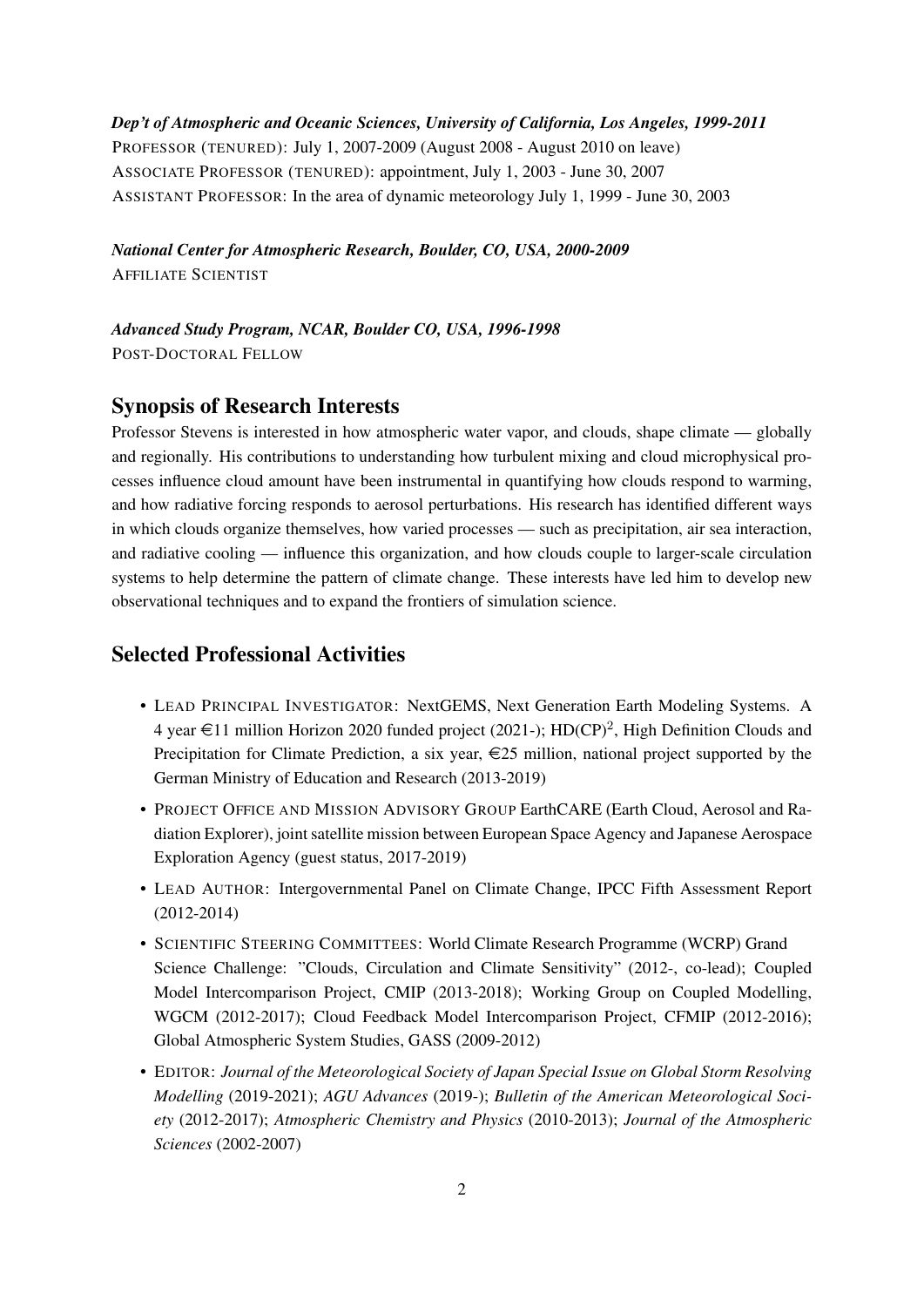***Dep't of Atmospheric and Oceanic Sciences, University of California, Los Angeles, 1999-2011***

PROFESSOR (TENURED): July 1, 2007-2009 (August 2008 - August 2010 on leave)
ASSOCIATE PROFESSOR (TENURED): appointment, July 1, 2003 - June 30, 2007
ASSISTANT PROFESSOR: In the area of dynamic meteorology July 1, 1999 - June 30, 2003

***National Center for Atmospheric Research, Boulder, CO, USA, 2000-2009***

AFFILIATE SCIENTIST

***Advanced Study Program, NCAR, Boulder CO, USA, 1996-1998***

POST-DOCTORAL FELLOW

## Synopsis of Research Interests

Professor Stevens is interested in how atmospheric water vapor, and clouds, shape climate — globally and regionally. His contributions to understanding how turbulent mixing and cloud microphysical processes influence cloud amount have been instrumental in quantifying how clouds respond to warming, and how radiative forcing responds to aerosol perturbations. His research has identified different ways in which clouds organize themselves, how varied processes — such as precipitation, air sea interaction, and radiative cooling — influence this organization, and how clouds couple to larger-scale circulation systems to help determine the pattern of climate change. These interests have led him to develop new observational techniques and to expand the frontiers of simulation science.

## Selected Professional Activities

- LEAD PRINCIPAL INVESTIGATOR: NextGEMS, Next Generation Earth Modeling Systems. A 4 year €11 million Horizon 2020 funded project (2021-); HD(CP)$^2$, High Definition Clouds and Precipitation for Climate Prediction, a six year, €25 million, national project supported by the German Ministry of Education and Research (2013-2019)
- PROJECT OFFICE AND MISSION ADVISORY GROUP EarthCARE (Earth Cloud, Aerosol and Radiation Explorer), joint satellite mission between European Space Agency and Japanese Aerospace Exploration Agency (guest status, 2017-2019)
- LEAD AUTHOR: Intergovernmental Panel on Climate Change, IPCC Fifth Assessment Report (2012-2014)
- SCIENTIFIC STEERING COMMITTEES: World Climate Research Programme (WCRP) Grand Science Challenge: "Clouds, Circulation and Climate Sensitivity" (2012-, co-lead); Coupled Model Intercomparison Project, CMIP (2013-2018); Working Group on Coupled Modelling, WGCM (2012-2017); Cloud Feedback Model Intercomparison Project, CFMIP (2012-2016); Global Atmospheric System Studies, GASS (2009-2012)
- EDITOR: *Journal of the Meteorological Society of Japan Special Issue on Global Storm Resolving Modelling* (2019-2021); *AGU Advances* (2019-); *Bulletin of the American Meteorological Society* (2012-2017); *Atmospheric Chemistry and Physics* (2010-2013); *Journal of the Atmospheric Sciences* (2002-2007)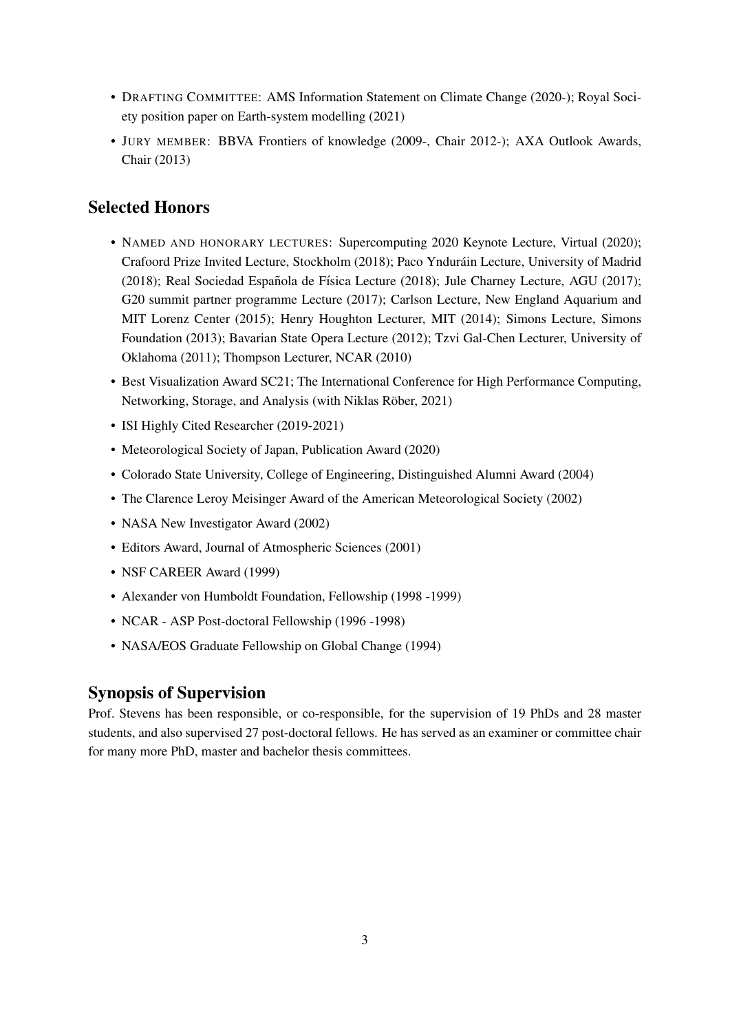- DRAFTING COMMITTEE: AMS Information Statement on Climate Change (2020-); Royal Society position paper on Earth-system modelling (2021)
- JURY MEMBER: BBVA Frontiers of knowledge (2009-, Chair 2012-); AXA Outlook Awards, Chair (2013)

## Selected Honors

- NAMED AND HONORARY LECTURES: Supercomputing 2020 Keynote Lecture, Virtual (2020); Crafoord Prize Invited Lecture, Stockholm (2018); Paco Yndурáin Lecture, University of Madrid (2018); Real Sociedad Española de Física Lecture (2018); Jule Charney Lecture, AGU (2017); G20 summit partner programme Lecture (2017); Carlson Lecture, New England Aquarium and MIT Lorenz Center (2015); Henry Houghton Lecturer, MIT (2014); Simons Lecture, Simons Foundation (2013); Bavarian State Opera Lecture (2012); Tzvi Gal-Chen Lecturer, University of Oklahoma (2011); Thompson Lecturer, NCAR (2010)
- Best Visualization Award SC21; The International Conference for High Performance Computing, Networking, Storage, and Analysis (with Niklas Röber, 2021)
- ISI Highly Cited Researcher (2019-2021)
- Meteorological Society of Japan, Publication Award (2020)
- Colorado State University, College of Engineering, Distinguished Alumni Award (2004)
- The Clarence Leroy Meisinger Award of the American Meteorological Society (2002)
- NASA New Investigator Award (2002)
- Editors Award, Journal of Atmospheric Sciences (2001)
- NSF CAREER Award (1999)
- Alexander von Humboldt Foundation, Fellowship (1998 -1999)
- NCAR - ASP Post-doctoral Fellowship (1996 -1998)
- NASA/EOS Graduate Fellowship on Global Change (1994)

## Synopsis of Supervision

Prof. Stevens has been responsible, or co-responsible, for the supervision of 19 PhDs and 28 master students, and also supervised 27 post-doctoral fellows. He has served as an examiner or committee chair for many more PhD, master and bachelor thesis committees.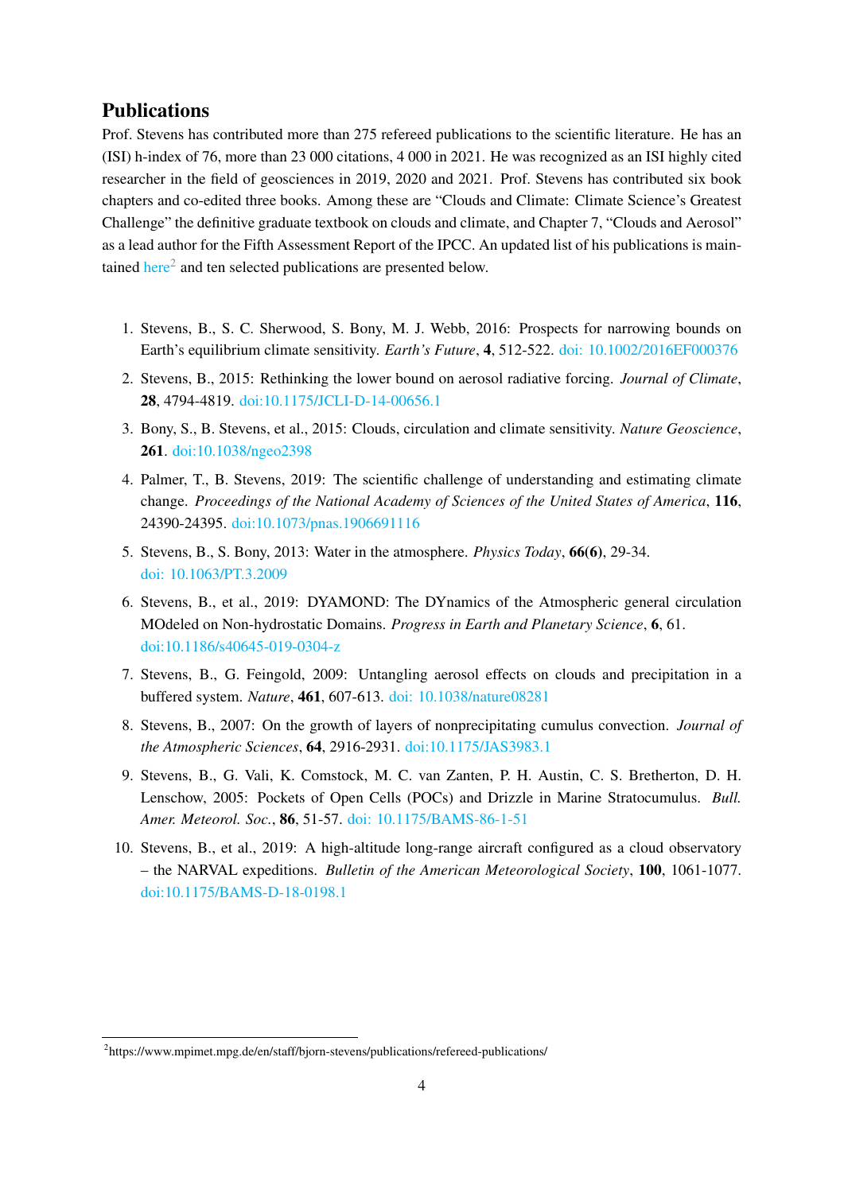## Publications

Prof. Stevens has contributed more than 275 refereed publications to the scientific literature. He has an (ISI) h-index of 76, more than 23 000 citations, 4 000 in 2021. He was recognized as an ISI highly cited researcher in the field of geosciences in 2019, 2020 and 2021. Prof. Stevens has contributed six book chapters and co-edited three books. Among these are "Clouds and Climate: Climate Science's Greatest Challenge" the definitive graduate textbook on clouds and climate, and Chapter 7, "Clouds and Aerosol" as a lead author for the Fifth Assessment Report of the IPCC. An updated list of his publications is maintained here[2] and ten selected publications are presented below.

1. Stevens, B., S. C. Sherwood, S. Bony, M. J. Webb, 2016: Prospects for narrowing bounds on Earth's equilibrium climate sensitivity. *Earth's Future*, **4**, 512-522. doi: 10.1002/2016EF000376
2. Stevens, B., 2015: Rethinking the lower bound on aerosol radiative forcing. *Journal of Climate*, **28**, 4794-4819. doi:10.1175/JCLI-D-14-00656.1
3. Bony, S., B. Stevens, et al., 2015: Clouds, circulation and climate sensitivity. *Nature Geoscience*, **261**. doi:10.1038/ngeo2398
4. Palmer, T., B. Stevens, 2019: The scientific challenge of understanding and estimating climate change. *Proceedings of the National Academy of Sciences of the United States of America*, **116**, 24390-24395. doi:10.1073/pnas.1906691116
5. Stevens, B., S. Bony, 2013: Water in the atmosphere. *Physics Today*, **66(6)**, 29-34. doi: 10.1063/PT.3.2009
6. Stevens, B., et al., 2019: DYAMOND: The DYnamics of the Atmospheric general circulation MOdeled on Non-hydrostatic Domains. *Progress in Earth and Planetary Science*, **6**, 61. doi:10.1186/s40645-019-0304-z
7. Stevens, B., G. Feingold, 2009: Untangling aerosol effects on clouds and precipitation in a buffered system. *Nature*, **461**, 607-613. doi: 10.1038/nature08281
8. Stevens, B., 2007: On the growth of layers of nonprecipitating cumulus convection. *Journal of the Atmospheric Sciences*, **64**, 2916-2931. doi:10.1175/JAS3983.1
9. Stevens, B., G. Vali, K. Comstock, M. C. van Zanten, P. H. Austin, C. S. Bretherton, D. H. Lenschow, 2005: Pockets of Open Cells (POCs) and Drizzle in Marine Stratocumulus. *Bull. Amer. Meteorol. Soc.*, **86**, 51-57. doi: 10.1175/BAMS-86-1-51
10. Stevens, B., et al., 2019: A high-altitude long-range aircraft configured as a cloud observatory – the NARVAL expeditions. *Bulletin of the American Meteorological Society*, **100**, 1061-1077. doi:10.1175/BAMS-D-18-0198.1

[2] https://www.mpimet.mpg.de/en/staff/bjorn-stevens/publications/refereed-publications/